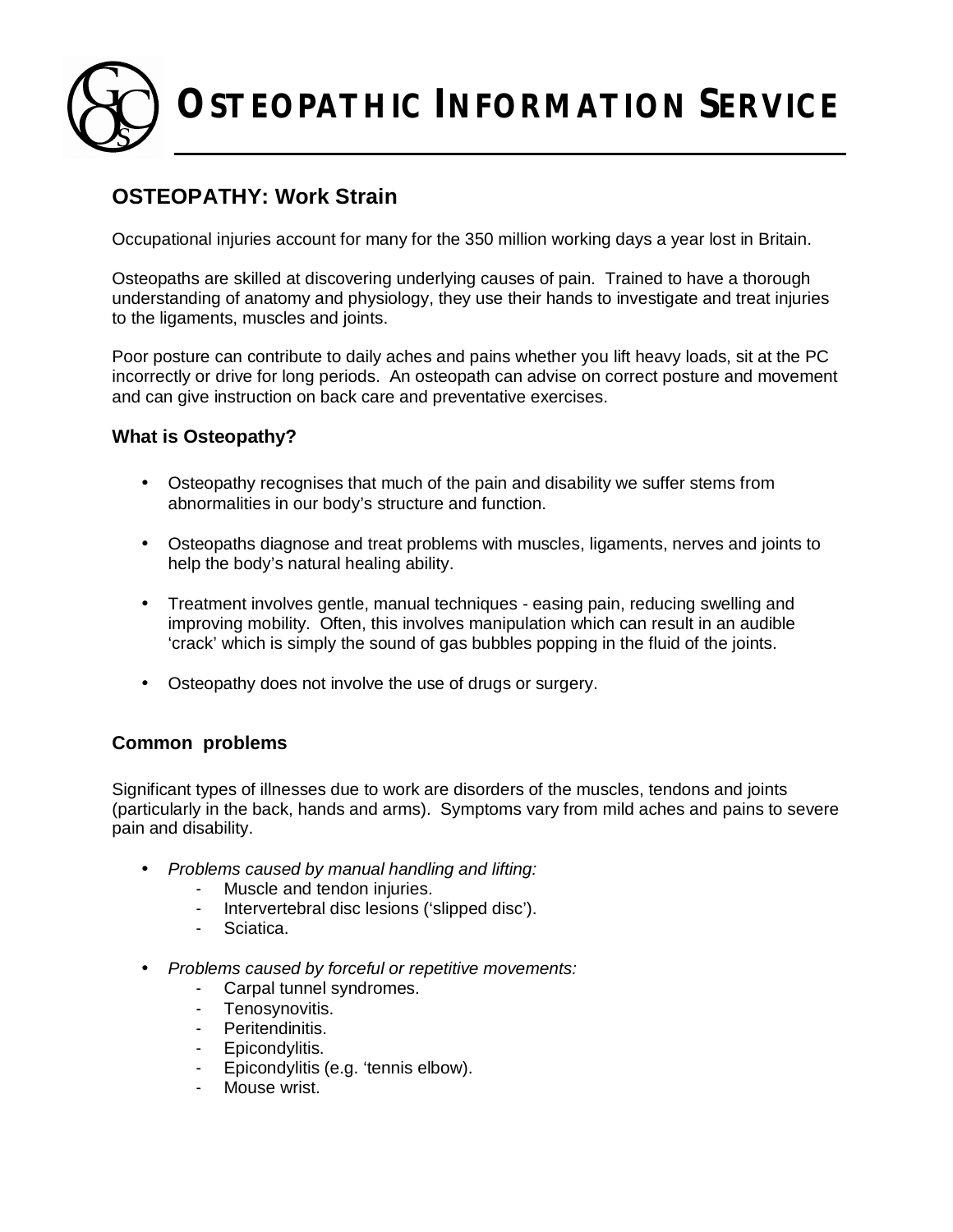# OSTEOPATHIC INFORMATION SERVICE

## OSTEOPATHY: Work Strain

Occupational injuries account for many for the 350 million working days a year lost in Britain.

Osteopaths are skilled at discovering underlying causes of pain. Trained to have a thorough understanding of anatomy and physiology, they use their hands to investigate and treat injuries to the ligaments, muscles and joints.

Poor posture can contribute to daily aches and pains whether you lift heavy loads, sit at the PC incorrectly or drive for long periods. An osteopath can advise on correct posture and movement and can give instruction on back care and preventative exercises.

### What is Osteopathy?

- Osteopathy recognises that much of the pain and disability we suffer stems from abnormalities in our body's structure and function.
- Osteopaths diagnose and treat problems with muscles, ligaments, nerves and joints to help the body's natural healing ability.
- Treatment involves gentle, manual techniques - easing pain, reducing swelling and improving mobility. Often, this involves manipulation which can result in an audible 'crack' which is simply the sound of gas bubbles popping in the fluid of the joints.
- Osteopathy does not involve the use of drugs or surgery.

### Common problems

Significant types of illnesses due to work are disorders of the muscles, tendons and joints (particularly in the back, hands and arms). Symptoms vary from mild aches and pains to severe pain and disability.

- *Problems caused by manual handling and lifting:*
  - Muscle and tendon injuries.
  - Intervertebral disc lesions ('slipped disc').
  - Sciatica.
- *Problems caused by forceful or repetitive movements:*
  - Carpal tunnel syndromes.
  - Tenosynovitis.
  - Peritendinitis.
  - Epicondylitis.
  - Epicondylitis (e.g. 'tennis elbow).
  - Mouse wrist.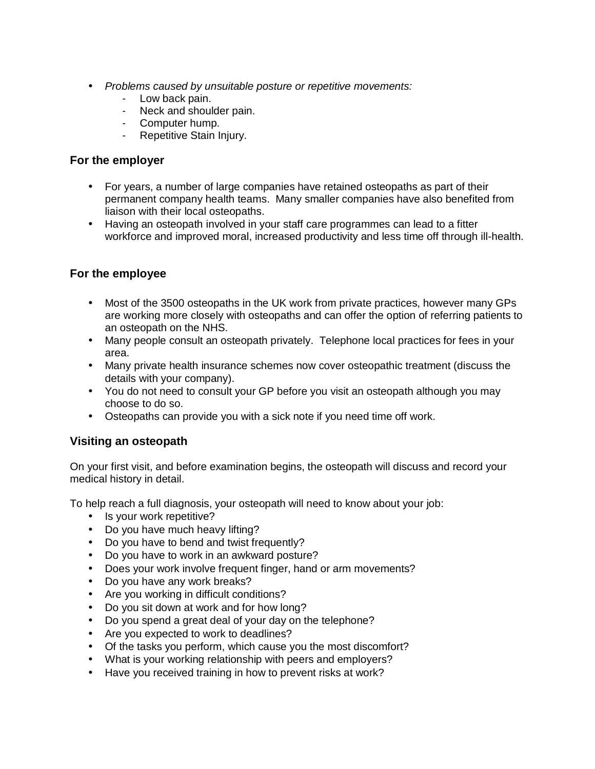- *Problems caused by unsuitable posture or repetitive movements:*
    - Low back pain.
    - Neck and shoulder pain.
    - Computer hump.
    - Repetitive Stain Injury.

### For the employer

- For years, a number of large companies have retained osteopaths as part of their permanent company health teams. Many smaller companies have also benefited from liaison with their local osteopaths.
- Having an osteopath involved in your staff care programmes can lead to a fitter workforce and improved moral, increased productivity and less time off through ill-health.

### For the employee

- Most of the 3500 osteopaths in the UK work from private practices, however many GPs are working more closely with osteopaths and can offer the option of referring patients to an osteopath on the NHS.
- Many people consult an osteopath privately. Telephone local practices for fees in your area.
- Many private health insurance schemes now cover osteopathic treatment (discuss the details with your company).
- You do not need to consult your GP before you visit an osteopath although you may choose to do so.
- Osteopaths can provide you with a sick note if you need time off work.

### Visiting an osteopath

On your first visit, and before examination begins, the osteopath will discuss and record your medical history in detail.

To help reach a full diagnosis, your osteopath will need to know about your job:

- Is your work repetitive?
- Do you have much heavy lifting?
- Do you have to bend and twist frequently?
- Do you have to work in an awkward posture?
- Does your work involve frequent finger, hand or arm movements?
- Do you have any work breaks?
- Are you working in difficult conditions?
- Do you sit down at work and for how long?
- Do you spend a great deal of your day on the telephone?
- Are you expected to work to deadlines?
- Of the tasks you perform, which cause you the most discomfort?
- What is your working relationship with peers and employers?
- Have you received training in how to prevent risks at work?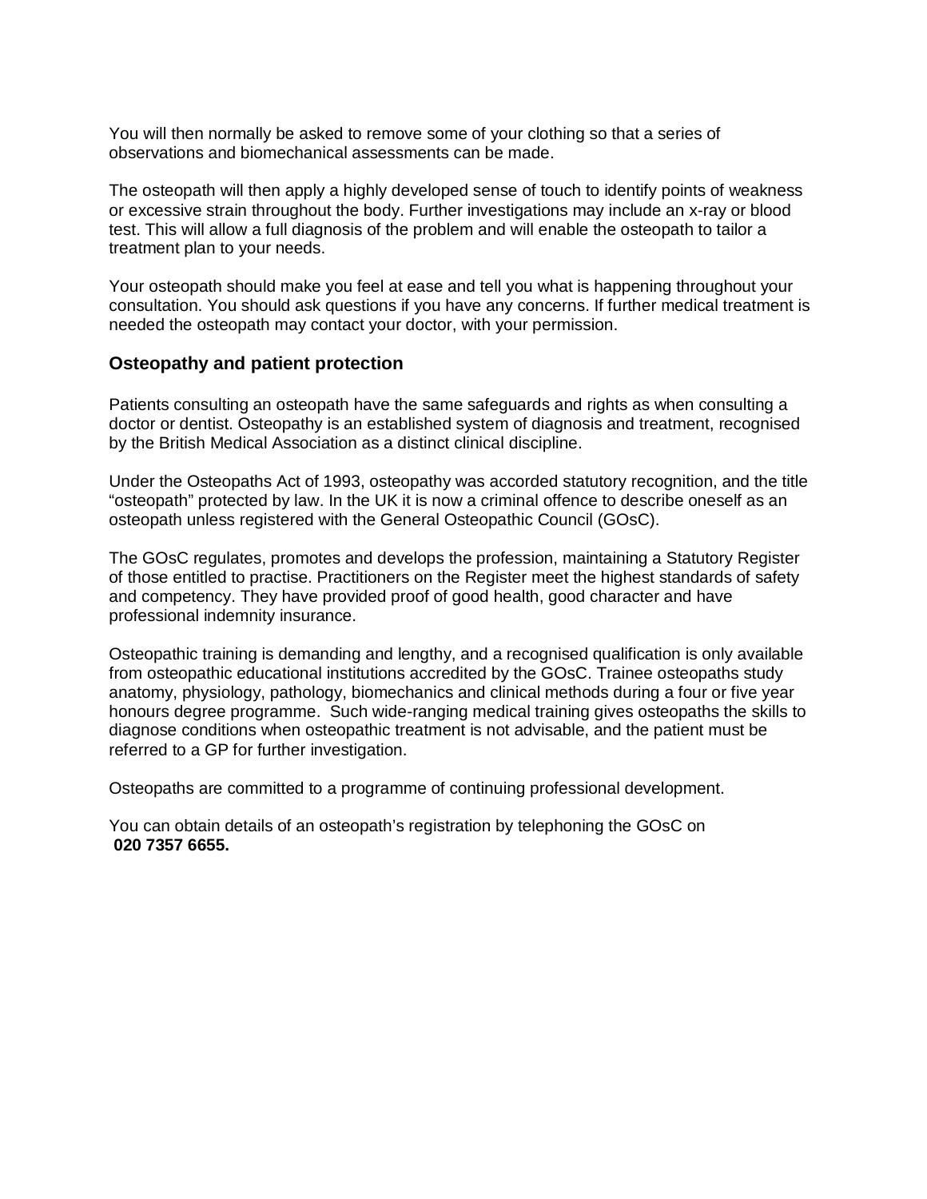You will then normally be asked to remove some of your clothing so that a series of observations and biomechanical assessments can be made.

The osteopath will then apply a highly developed sense of touch to identify points of weakness or excessive strain throughout the body. Further investigations may include an x-ray or blood test. This will allow a full diagnosis of the problem and will enable the osteopath to tailor a treatment plan to your needs.

Your osteopath should make you feel at ease and tell you what is happening throughout your consultation. You should ask questions if you have any concerns. If further medical treatment is needed the osteopath may contact your doctor, with your permission.

### Osteopathy and patient protection

Patients consulting an osteopath have the same safeguards and rights as when consulting a doctor or dentist. Osteopathy is an established system of diagnosis and treatment, recognised by the British Medical Association as a distinct clinical discipline.

Under the Osteopaths Act of 1993, osteopathy was accorded statutory recognition, and the title "osteopath" protected by law. In the UK it is now a criminal offence to describe oneself as an osteopath unless registered with the General Osteopathic Council (GOsC).

The GOsC regulates, promotes and develops the profession, maintaining a Statutory Register of those entitled to practise. Practitioners on the Register meet the highest standards of safety and competency. They have provided proof of good health, good character and have professional indemnity insurance.

Osteopathic training is demanding and lengthy, and a recognised qualification is only available from osteopathic educational institutions accredited by the GOsC. Trainee osteopaths study anatomy, physiology, pathology, biomechanics and clinical methods during a four or five year honours degree programme. Such wide-ranging medical training gives osteopaths the skills to diagnose conditions when osteopathic treatment is not advisable, and the patient must be referred to a GP for further investigation.

Osteopaths are committed to a programme of continuing professional development.

You can obtain details of an osteopath's registration by telephoning the GOsC on **020 7357 6655.**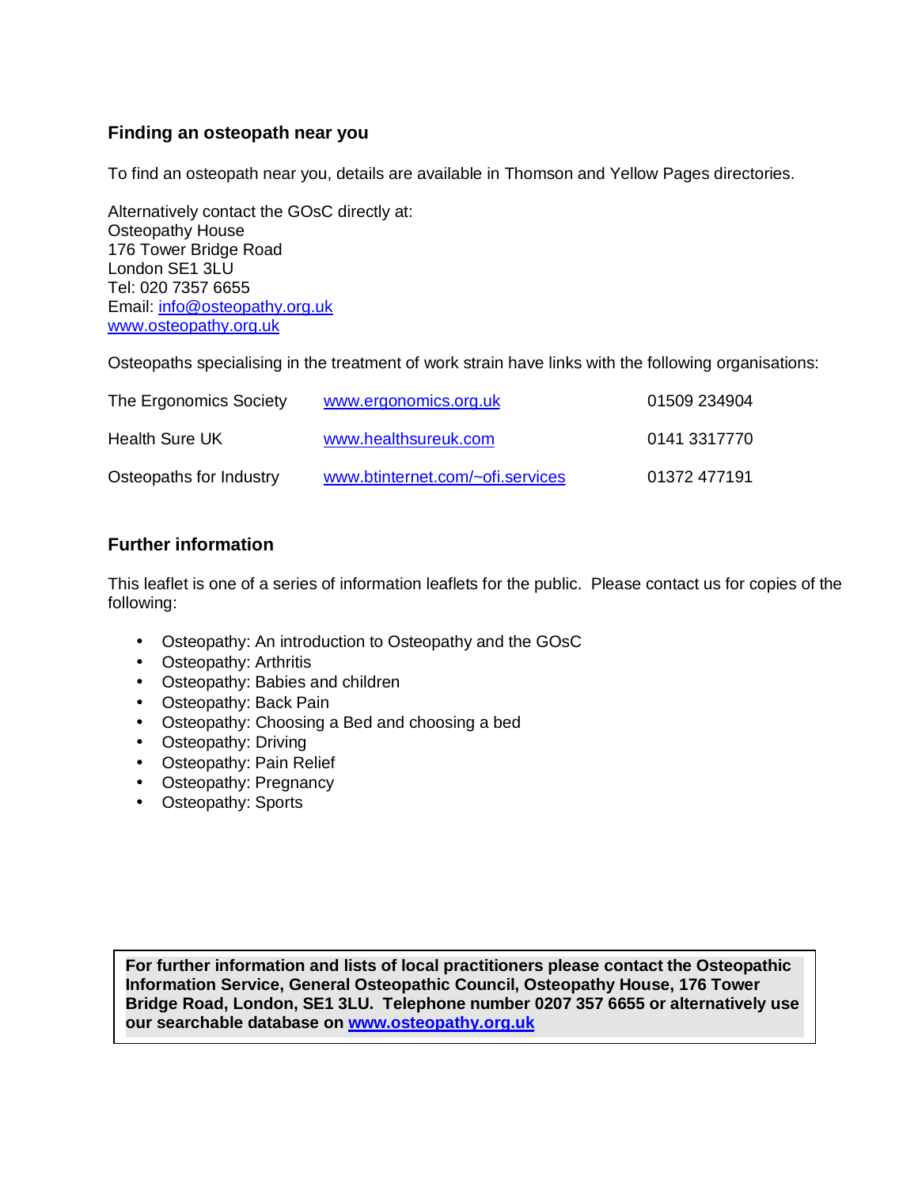## Finding an osteopath near you

To find an osteopath near you, details are available in Thomson and Yellow Pages directories.

Alternatively contact the GOsC directly at:
Osteopathy House
176 Tower Bridge Road
London SE1 3LU
Tel: 020 7357 6655
Email: info@osteopathy.org.uk
www.osteopathy.org.uk

Osteopaths specialising in the treatment of work strain have links with the following organisations:

| | | |
|---|---|---|
| The Ergonomics Society | www.ergonomics.org.uk | 01509 234904 |
| Health Sure UK | www.healthsureuk.com | 0141 3317770 |
| Osteopaths for Industry | www.btinternet.com/~ofi.services | 01372 477191 |

## Further information

This leaflet is one of a series of information leaflets for the public. Please contact us for copies of the following:

- Osteopathy: An introduction to Osteopathy and the GOsC
- Osteopathy: Arthritis
- Osteopathy: Babies and children
- Osteopathy: Back Pain
- Osteopathy: Choosing a Bed and choosing a bed
- Osteopathy: Driving
- Osteopathy: Pain Relief
- Osteopathy: Pregnancy
- Osteopathy: Sports

**For further information and lists of local practitioners please contact the Osteopathic Information Service, General Osteopathic Council, Osteopathy House, 176 Tower Bridge Road, London, SE1 3LU. Telephone number 0207 357 6655 or alternatively use our searchable database on www.osteopathy.org.uk**